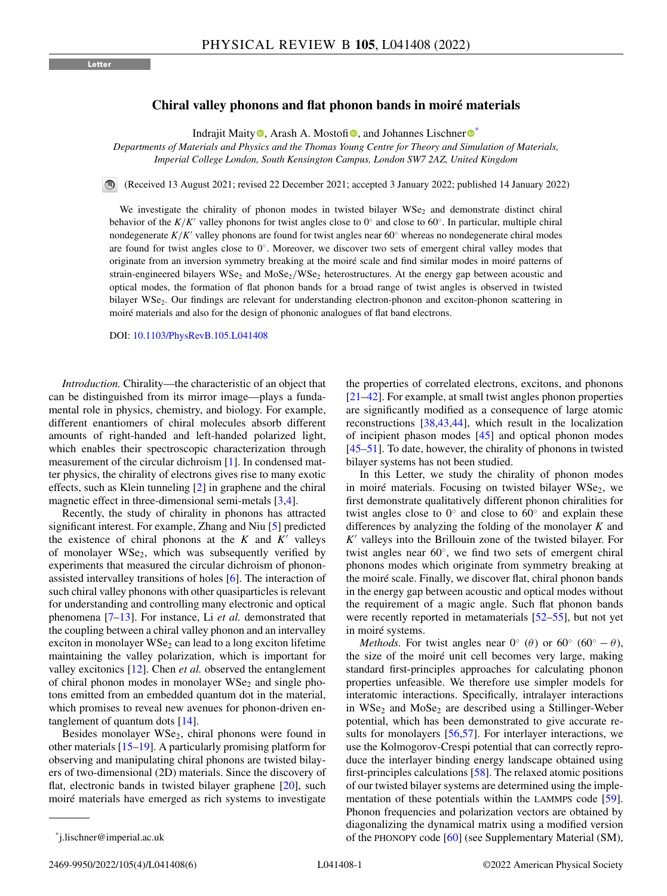Letter

# Chiral valley phonons and flat phonon bands in moiré materials

Indrajit Maity, Arash A. Mostofi, and Johannes Lischner*

*Departments of Materials and Physics and the Thomas Young Centre for Theory and Simulation of Materials, Imperial College London, South Kensington Campus, London SW7 2AZ, United Kingdom*

(Received 13 August 2021; revised 22 December 2021; accepted 3 January 2022; published 14 January 2022)

We investigate the chirality of phonon modes in twisted bilayer $WSe_2$ and demonstrate distinct chiral behavior of the $K/K'$ valley phonons for twist angles close to 0° and close to 60°. In particular, multiple chiral nondegenerate $K/K'$ valley phonons are found for twist angles near 60° whereas no nondegenerate chiral modes are found for twist angles close to 0°. Moreover, we discover two sets of emergent chiral valley modes that originate from an inversion symmetry breaking at the moiré scale and find similar modes in moiré patterns of strain-engineered bilayers $WSe_2$ and $MoSe_2/WSe_2$ heterostructures. At the energy gap between acoustic and optical modes, the formation of flat phonon bands for a broad range of twist angles is observed in twisted bilayer $WSe_2$. Our findings are relevant for understanding electron-phonon and exciton-phonon scattering in moiré materials and also for the design of phononic analogues of flat band electrons.

DOI: 10.1103/PhysRevB.105.L041408

*Introduction.* Chirality—the characteristic of an object that can be distinguished from its mirror image—plays a fundamental role in physics, chemistry, and biology. For example, different enantiomers of chiral molecules absorb different amounts of right-handed and left-handed polarized light, which enables their spectroscopic characterization through measurement of the circular dichroism [1]. In condensed matter physics, the chirality of electrons gives rise to many exotic effects, such as Klein tunneling [2] in graphene and the chiral magnetic effect in three-dimensional semi-metals [3,4].

Recently, the study of chirality in phonons has attracted significant interest. For example, Zhang and Niu [5] predicted the existence of chiral phonons at the $K$ and $K'$ valleys of monolayer $WSe_2$, which was subsequently verified by experiments that measured the circular dichroism of phonon-assisted intervalley transitions of holes [6]. The interaction of such chiral valley phonons with other quasiparticles is relevant for understanding and controlling many electronic and optical phenomena [7–13]. For instance, Li *et al.* demonstrated that the coupling between a chiral valley phonon and an intervalley exciton in monolayer $WSe_2$ can lead to a long exciton lifetime maintaining the valley polarization, which is important for valley excitonics [12]. Chen *et al.* observed the entanglement of chiral phonon modes in monolayer $WSe_2$ and single photons emitted from an embedded quantum dot in the material, which promises to reveal new avenues for phonon-driven entanglement of quantum dots [14].

Besides monolayer $WSe_2$, chiral phonons were found in other materials [15–19]. A particularly promising platform for observing and manipulating chiral phonons are twisted bilayers of two-dimensional (2D) materials. Since the discovery of flat, electronic bands in twisted bilayer graphene [20], such moiré materials have emerged as rich systems to investigate the properties of correlated electrons, excitons, and phonons [21–42]. For example, at small twist angles phonon properties are significantly modified as a consequence of large atomic reconstructions [38,43,44], which result in the localization of incipient phason modes [45] and optical phonon modes [45–51]. To date, however, the chirality of phonons in twisted bilayer systems has not been studied.

In this Letter, we study the chirality of phonon modes in moiré materials. Focusing on twisted bilayer $WSe_2$, we first demonstrate qualitatively different phonon chiralities for twist angles close to 0° and close to 60° and explain these differences by analyzing the folding of the monolayer $K$ and $K'$ valleys into the Brillouin zone of the twisted bilayer. For twist angles near 60°, we find two sets of emergent chiral phonons modes which originate from symmetry breaking at the moiré scale. Finally, we discover flat, chiral phonon bands in the energy gap between acoustic and optical modes without the requirement of a magic angle. Such flat phonon bands were recently reported in metamaterials [52–55], but not yet in moiré systems.

*Methods.* For twist angles near 0° ($\theta$) or 60° ($60° - \theta$), the size of the moiré unit cell becomes very large, making standard first-principles approaches for calculating phonon properties unfeasible. We therefore use simpler models for interatomic interactions. Specifically, intralayer interactions in $WSe_2$ and $MoSe_2$ are described using a Stillinger-Weber potential, which has been demonstrated to give accurate results for monolayers [56,57]. For interlayer interactions, we use the Kolmogorov-Crespi potential that can correctly reproduce the interlayer binding energy landscape obtained using first-principles calculations [58]. The relaxed atomic positions of our twisted bilayer systems are determined using the implementation of these potentials within the LAMMPS code [59]. Phonon frequencies and polarization vectors are obtained by diagonalizing the dynamical matrix using a modified version of the PHONOPY code [60] (see Supplementary Material (SM),

*j.lischner@imperial.ac.uk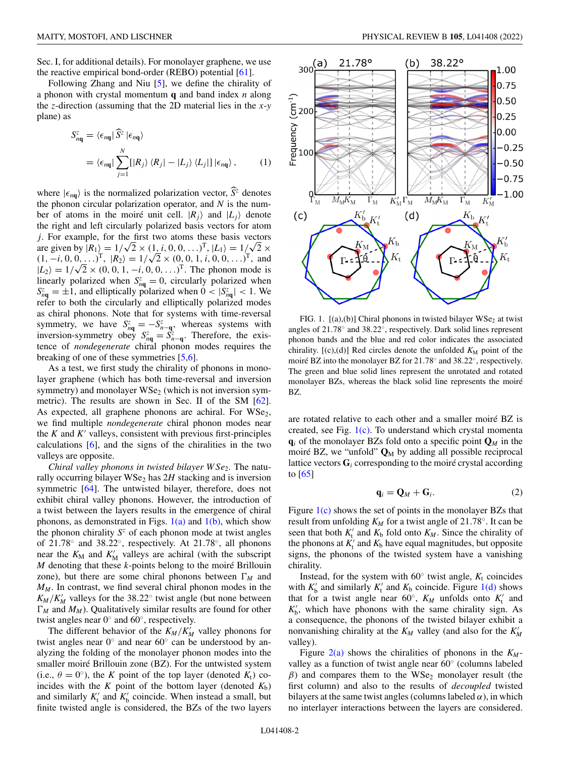Sec. I, for additional details). For monolayer graphene, we use the reactive empirical bond-order (REBO) potential [61].

Following Zhang and Niu [5], we define the chirality of a phonon with crystal momentum $\mathbf{q}$ and band index $n$ along the $z$-direction (assuming that the 2D material lies in the $x$-$y$ plane) as

$$S^z_{n\mathbf{q}} = \langle \epsilon_{n\mathbf{q}} | \widehat{S}^z | \epsilon_{n\mathbf{q}} \rangle = \langle \epsilon_{n\mathbf{q}} | \sum_{j=1}^{N} [|R_j\rangle \langle R_j| - |L_j\rangle \langle L_j|] | \epsilon_{n\mathbf{q}} \rangle, \quad (1)$$

where $|\epsilon_{n\mathbf{q}}\rangle$ is the normalized polarization vector, $\widehat{S}^z$ denotes the phonon circular polarization operator, and $N$ is the number of atoms in the moiré unit cell. $|R_j\rangle$ and $|L_j\rangle$ denote the right and left circularly polarized basis vectors for atom $j$. For example, for the first two atoms these basis vectors are given by $|R_1\rangle = 1/\sqrt{2} \times (1, i, 0, 0, \ldots)^{\mathrm{T}}$, $|L_1\rangle = 1/\sqrt{2} \times (1, -i, 0, 0, \ldots)^{\mathrm{T}}$, $|R_2\rangle = 1/\sqrt{2} \times (0, 0, 1, i, 0, 0, \ldots)^{\mathrm{T}}$, and $|L_2\rangle = 1/\sqrt{2} \times (0, 0, 1, -i, 0, 0, \ldots)^{\mathrm{T}}$. The phonon mode is linearly polarized when $S^z_{n\mathbf{q}} = 0$, circularly polarized when $S^z_{n\mathbf{q}} = \pm 1$, and elliptically polarized when $0 < |S^z_{n\mathbf{q}}| < 1$. We refer to both the circularly and elliptically polarized modes as chiral phonons. Note that for systems with time-reversal symmetry, we have $S^z_{n\mathbf{q}} = -S^z_{n-\mathbf{q}}$, whereas systems with inversion-symmetry obey $S^z_{n\mathbf{q}} = S^z_{n-\mathbf{q}}$. Therefore, the existence of *nondegenerate* chiral phonon modes requires the breaking of one of these symmetries [5,6].

As a test, we first study the chirality of phonons in monolayer graphene (which has both time-reversal and inversion symmetry) and monolayer $WSe_2$ (which is not inversion symmetric). The results are shown in Sec. II of the SM [62]. As expected, all graphene phonons are achiral. For $WSe_2$, we find multiple *nondegenerate* chiral phonon modes near the $K$ and $K'$ valleys, consistent with previous first-principles calculations [6], and the signs of the chiralities in the two valleys are opposite.

*Chiral valley phonons in twisted bilayer $WSe_2$.* The naturally occurring bilayer $WSe_2$ has $2H$ stacking and is inversion symmetric [64]. The untwisted bilayer, therefore, does not exhibit chiral valley phonons. However, the introduction of a twist between the layers results in the emergence of chiral phonons, as demonstrated in Figs. 1(a) and 1(b), which show the phonon chirality $S^z$ of each phonon mode at twist angles of 21.78° and 38.22°, respectively. At 21.78°, all phonons near the $K_M$ and $K'_M$ valleys are achiral (with the subscript $M$ denoting that these $k$-points belong to the moiré Brillouin zone), but there are some chiral phonons between $\Gamma_M$ and $M_M$. In contrast, we find several chiral phonon modes in the $K_M/K'_M$ valleys for the 38.22° twist angle (but none between $\Gamma_M$ and $M_M$). Qualitatively similar results are found for other twist angles near 0° and 60°, respectively.

The different behavior of the $K_M/K'_M$ valley phonons for twist angles near 0° and near 60° can be understood by analyzing the folding of the monolayer phonon modes into the smaller moiré Brillouin zone (BZ). For the untwisted system (i.e., $\theta = 0°$), the $K$ point of the top layer (denoted $K_t$) coincides with the $K$ point of the bottom layer (denoted $K_b$) and similarly $K'_t$ and $K'_b$ coincide. When instead a small, but finite twisted angle is considered, the BZs of the two layers are rotated relative to each other and a smaller moiré BZ is created, see Fig. 1(c). To understand which crystal momenta $\mathbf{q}_i$ of the monolayer BZs fold onto a specific point $\mathbf{Q}_M$ in the moiré BZ, we "unfold" $\mathbf{Q}_M$ by adding all possible reciprocal lattice vectors $\mathbf{G}_i$ corresponding to the moiré crystal according to [65]

$$\mathbf{q}_i = \mathbf{Q}_M + \mathbf{G}_i. \quad (2)$$

FIG. 1. [(a),(b)] Chiral phonons in twisted bilayer $WSe_2$ at twist angles of 21.78° and 38.22°, respectively. Dark solid lines represent phonon bands and the blue and red color indicates the associated chirality. [(c),(d)] Red circles denote the unfolded $K_M$ point of the moiré BZ into the monolayer BZ for 21.78° and 38.22°, respectively. The green and blue solid lines represent the unrotated and rotated monolayer BZs, whereas the black solid line represents the moiré BZ.

Figure 1(c) shows the set of points in the monolayer BZs that result from unfolding $K_M$ for a twist angle of 21.78°. It can be seen that both $K'_t$ and $K_b$ fold onto $K_M$. Since the chirality of the phonons at $K'_t$ and $K_b$ have equal magnitudes, but opposite signs, the phonons of the twisted system have a vanishing chirality.

Instead, for the system with 60° twist angle, $K_t$ coincides with $K'_b$ and similarly $K'_t$ and $K_b$ coincide. Figure 1(d) shows that for a twist angle near 60°, $K_M$ unfolds onto $K'_t$ and $K'_b$, which have phonons with the same chirality sign. As a consequence, the phonons of the twisted bilayer exhibit a nonvanishing chirality at the $K_M$ valley (and also for the $K'_M$ valley).

Figure 2(a) shows the chiralities of phonons in the $K_M$-valley as a function of twist angle near 60° (columns labeled $\beta$) and compares them to the $WSe_2$ monolayer result (the first column) and also to the results of *decoupled* twisted bilayers at the same twist angles (columns labeled $\alpha$), in which no interlayer interactions between the layers are considered.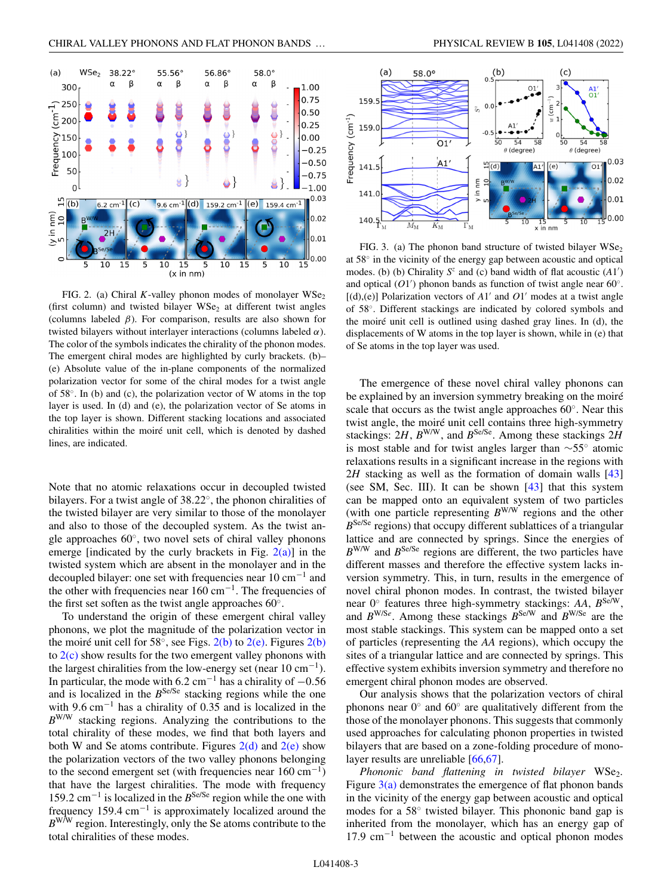FIG. 2. (a) Chiral $K$-valley phonon modes of monolayer $WSe_2$ (first column) and twisted bilayer $WSe_2$ at different twist angles (columns labeled $\beta$). For comparison, results are also shown for twisted bilayers without interlayer interactions (columns labeled $\alpha$). The color of the symbols indicates the chirality of the phonon modes. The emergent chiral modes are highlighted by curly brackets. (b)–(e) Absolute value of the in-plane components of the normalized polarization vector for some of the chiral modes for a twist angle of 58°. In (b) and (c), the polarization vector of W atoms in the top layer is used. In (d) and (e), the polarization vector of Se atoms in the top layer is shown. Different stacking locations and associated chiralities within the moiré unit cell, which is denoted by dashed lines, are indicated.

Note that no atomic relaxations occur in decoupled twisted bilayers. For a twist angle of 38.22°, the phonon chiralities of the twisted bilayer are very similar to those of the monolayer and also to those of the decoupled system. As the twist angle approaches 60°, two novel sets of chiral valley phonons emerge [indicated by the curly brackets in Fig. 2(a)] in the twisted system which are absent in the monolayer and in the decoupled bilayer: one set with frequencies near 10 $cm^{-1}$ and the other with frequencies near 160 $cm^{-1}$. The frequencies of the first set soften as the twist angle approaches 60°.

To understand the origin of these emergent chiral valley phonons, we plot the magnitude of the polarization vector in the moiré unit cell for 58°, see Figs. 2(b) to 2(e). Figures 2(b) to 2(c) show results for the two emergent valley phonons with the largest chiralities from the low-energy set (near 10 $cm^{-1}$). In particular, the mode with 6.2 $cm^{-1}$ has a chirality of −0.56 and is localized in the $B^{Se/Se}$ stacking regions while the one with 9.6 $cm^{-1}$ has a chirality of 0.35 and is localized in the $B^{W/W}$ stacking regions. Analyzing the contributions to the total chirality of these modes, we find that both layers and both W and Se atoms contribute. Figures 2(d) and 2(e) show the polarization vectors of the two valley phonons belonging to the second emergent set (with frequencies near 160 $cm^{-1}$) that have the largest chiralities. The mode with frequency 159.2 $cm^{-1}$ is localized in the $B^{Se/Se}$ region while the one with frequency 159.4 $cm^{-1}$ is approximately localized around the $B^{W/W}$ region. Interestingly, only the Se atoms contribute to the total chiralities of these modes.

FIG. 3. (a) The phonon band structure of twisted bilayer $WSe_2$ at 58° in the vicinity of the energy gap between acoustic and optical modes. (b) (b) Chirality $S^z$ and (c) band width of flat acoustic ($A1'$) and optical ($O1'$) phonon bands as function of twist angle near 60°. [(d),(e)] Polarization vectors of $A1'$ and $O1'$ modes at a twist angle of 58°. Different stackings are indicated by colored symbols and the moiré unit cell is outlined using dashed gray lines. In (d), the displacements of W atoms in the top layer is shown, while in (e) that of Se atoms in the top layer was used.

The emergence of these novel chiral valley phonons can be explained by an inversion symmetry breaking on the moiré scale that occurs as the twist angle approaches 60°. Near this twist angle, the moiré unit cell contains three high-symmetry stackings: $2H$, $B^{W/W}$, and $B^{Se/Se}$. Among these stackings $2H$ is most stable and for twist angles larger than ~55° atomic relaxations results in a significant increase in the regions with $2H$ stacking as well as the formation of domain walls [43] (see SM, Sec. III). It can be shown [43] that this system can be mapped onto an equivalent system of two particles (with one particle representing $B^{W/W}$ regions and the other $B^{Se/Se}$ regions) that occupy different sublattices of a triangular lattice and are connected by springs. Since the energies of $B^{W/W}$ and $B^{Se/Se}$ regions are different, the two particles have different masses and therefore the effective system lacks inversion symmetry. This, in turn, results in the emergence of novel chiral phonon modes. In contrast, the twisted bilayer near 0° features three high-symmetry stackings: $AA$, $B^{Se/W}$, and $B^{W/Se}$. Among these stackings $B^{Se/W}$ and $B^{W/Se}$ are the most stable stackings. This system can be mapped onto a set of particles (representing the $AA$ regions), which occupy the sites of a triangular lattice and are connected by springs. This effective system exhibits inversion symmetry and therefore no emergent chiral phonon modes are observed.

Our analysis shows that the polarization vectors of chiral phonons near 0° and 60° are qualitatively different from the those of the monolayer phonons. This suggests that commonly used approaches for calculating phonon properties in twisted bilayers that are based on a zone-folding procedure of monolayer results are unreliable [66,67].

*Phononic band flattening in twisted bilayer* $WSe_2$. Figure 3(a) demonstrates the emergence of flat phonon bands in the vicinity of the energy gap between acoustic and optical modes for a 58° twisted bilayer. This phononic band gap is inherited from the monolayer, which has an energy gap of 17.9 $cm^{-1}$ between the acoustic and optical phonon modes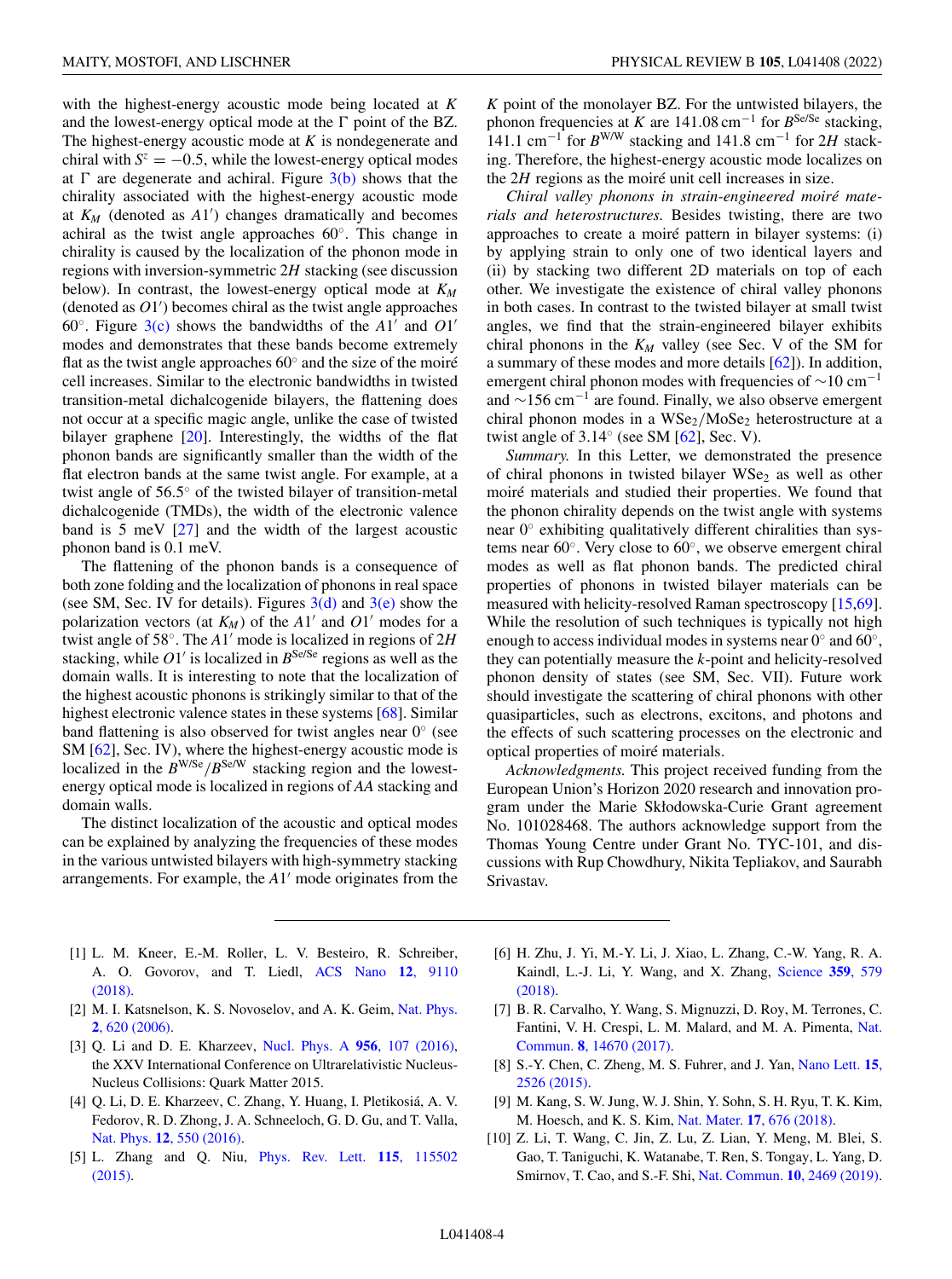with the highest-energy acoustic mode being located at $K$ and the lowest-energy optical mode at the $\Gamma$ point of the BZ. The highest-energy acoustic mode at $K$ is nondegenerate and chiral with $S^z = -0.5$, while the lowest-energy optical modes at $\Gamma$ are degenerate and achiral. Figure 3(b) shows that the chirality associated with the highest-energy acoustic mode at $K_M$ (denoted as $A1'$) changes dramatically and becomes achiral as the twist angle approaches 60°. This change in chirality is caused by the localization of the phonon mode in regions with inversion-symmetric 2$H$ stacking (see discussion below). In contrast, the lowest-energy optical mode at $K_M$ (denoted as $O1'$) becomes chiral as the twist angle approaches 60°. Figure 3(c) shows the bandwidths of the $A1'$ and $O1'$ modes and demonstrates that these bands become extremely flat as the twist angle approaches 60° and the size of the moiré cell increases. Similar to the electronic bandwidths in twisted transition-metal dichalcogenide bilayers, the flattening does not occur at a specific magic angle, unlike the case of twisted bilayer graphene [20]. Interestingly, the widths of the flat phonon bands are significantly smaller than the width of the flat electron bands at the same twist angle. For example, at a twist angle of 56.5° of the twisted bilayer of transition-metal dichalcogenide (TMDs), the width of the electronic valence band is 5 meV [27] and the width of the largest acoustic phonon band is 0.1 meV.

The flattening of the phonon bands is a consequence of both zone folding and the localization of phonons in real space (see SM, Sec. IV for details). Figures 3(d) and 3(e) show the polarization vectors (at $K_M$) of the $A1'$ and $O1'$ modes for a twist angle of 58°. The $A1'$ mode is localized in regions of 2$H$ stacking, while $O1'$ is localized in $B^{\mathrm{Se/Se}}$ regions as well as the domain walls. It is interesting to note that the localization of the highest acoustic phonons is strikingly similar to that of the highest electronic valence states in these systems [68]. Similar band flattening is also observed for twist angles near 0° (see SM [62], Sec. IV), where the highest-energy acoustic mode is localized in the $B^{\mathrm{W/Se}}/B^{\mathrm{Se/W}}$ stacking region and the lowest-energy optical mode is localized in regions of $AA$ stacking and domain walls.

The distinct localization of the acoustic and optical modes can be explained by analyzing the frequencies of these modes in the various untwisted bilayers with high-symmetry stacking arrangements. For example, the $A1'$ mode originates from the $K$ point of the monolayer BZ. For the untwisted bilayers, the phonon frequencies at $K$ are 141.08 cm$^{-1}$ for $B^{\mathrm{Se/Se}}$ stacking, 141.1 cm$^{-1}$ for $B^{\mathrm{W/W}}$ stacking and 141.8 cm$^{-1}$ for 2$H$ stacking. Therefore, the highest-energy acoustic mode localizes on the 2$H$ regions as the moiré unit cell increases in size.

*Chiral valley phonons in strain-engineered moiré materials and heterostructures.* Besides twisting, there are two approaches to create a moiré pattern in bilayer systems: (i) by applying strain to only one of two identical layers and (ii) by stacking two different 2D materials on top of each other. We investigate the existence of chiral valley phonons in both cases. In contrast to the twisted bilayer at small twist angles, we find that the strain-engineered bilayer exhibits chiral phonons in the $K_M$ valley (see Sec. V of the SM for a summary of these modes and more details [62]). In addition, emergent chiral phonon modes with frequencies of ~10 cm$^{-1}$ and ~156 cm$^{-1}$ are found. Finally, we also observe emergent chiral phonon modes in a $WSe_2/MoSe_2$ heterostructure at a twist angle of 3.14° (see SM [62], Sec. V).

*Summary.* In this Letter, we demonstrated the presence of chiral phonons in twisted bilayer $WSe_2$ as well as other moiré materials and studied their properties. We found that the phonon chirality depends on the twist angle with systems near 0° exhibiting qualitatively different chiralities than systems near 60°. Very close to 60°, we observe emergent chiral modes as well as flat phonon bands. The predicted chiral properties of phonons in twisted bilayer materials can be measured with helicity-resolved Raman spectroscopy [15,69]. While the resolution of such techniques is typically not high enough to access individual modes in systems near 0° and 60°, they can potentially measure the $k$-point and helicity-resolved phonon density of states (see SM, Sec. VII). Future work should investigate the scattering of chiral phonons with other quasiparticles, such as electrons, excitons, and photons and the effects of such scattering processes on the electronic and optical properties of moiré materials.

*Acknowledgments.* This project received funding from the European Union's Horizon 2020 research and innovation program under the Marie Skłodowska-Curie Grant agreement No. 101028468. The authors acknowledge support from the Thomas Young Centre under Grant No. TYC-101, and discussions with Rup Chowdhury, Nikita Tepliakov, and Saurabh Srivastav.

---

[1] L. M. Kneer, E.-M. Roller, L. V. Besteiro, R. Schreiber, A. O. Govorov, and T. Liedl, ACS Nano **12**, 9110 (2018).

[2] M. I. Katsnelson, K. S. Novoselov, and A. K. Geim, Nat. Phys. **2**, 620 (2006).

[3] Q. Li and D. E. Kharzeev, Nucl. Phys. A **956**, 107 (2016), the XXV International Conference on Ultrarelativistic Nucleus-Nucleus Collisions: Quark Matter 2015.

[4] Q. Li, D. E. Kharzeev, C. Zhang, Y. Huang, I. Pletikosiá, A. V. Fedorov, R. D. Zhong, J. A. Schneeloch, G. D. Gu, and T. Valla, Nat. Phys. **12**, 550 (2016).

[5] L. Zhang and Q. Niu, Phys. Rev. Lett. **115**, 115502 (2015).

[6] H. Zhu, J. Yi, M.-Y. Li, J. Xiao, L. Zhang, C.-W. Yang, R. A. Kaindl, L.-J. Li, Y. Wang, and X. Zhang, Science **359**, 579 (2018).

[7] B. R. Carvalho, Y. Wang, S. Mignuzzi, D. Roy, M. Terrones, C. Fantini, V. H. Crespi, L. M. Malard, and M. A. Pimenta, Nat. Commun. **8**, 14670 (2017).

[8] S.-Y. Chen, C. Zheng, M. S. Fuhrer, and J. Yan, Nano Lett. **15**, 2526 (2015).

[9] M. Kang, S. W. Jung, W. J. Shin, Y. Sohn, S. H. Ryu, T. K. Kim, M. Hoesch, and K. S. Kim, Nat. Mater. **17**, 676 (2018).

[10] Z. Li, T. Wang, C. Jin, Z. Lu, Z. Lian, Y. Meng, M. Blei, S. Gao, T. Taniguchi, K. Watanabe, T. Ren, S. Tongay, L. Yang, D. Smirnov, T. Cao, and S.-F. Shi, Nat. Commun. **10**, 2469 (2019).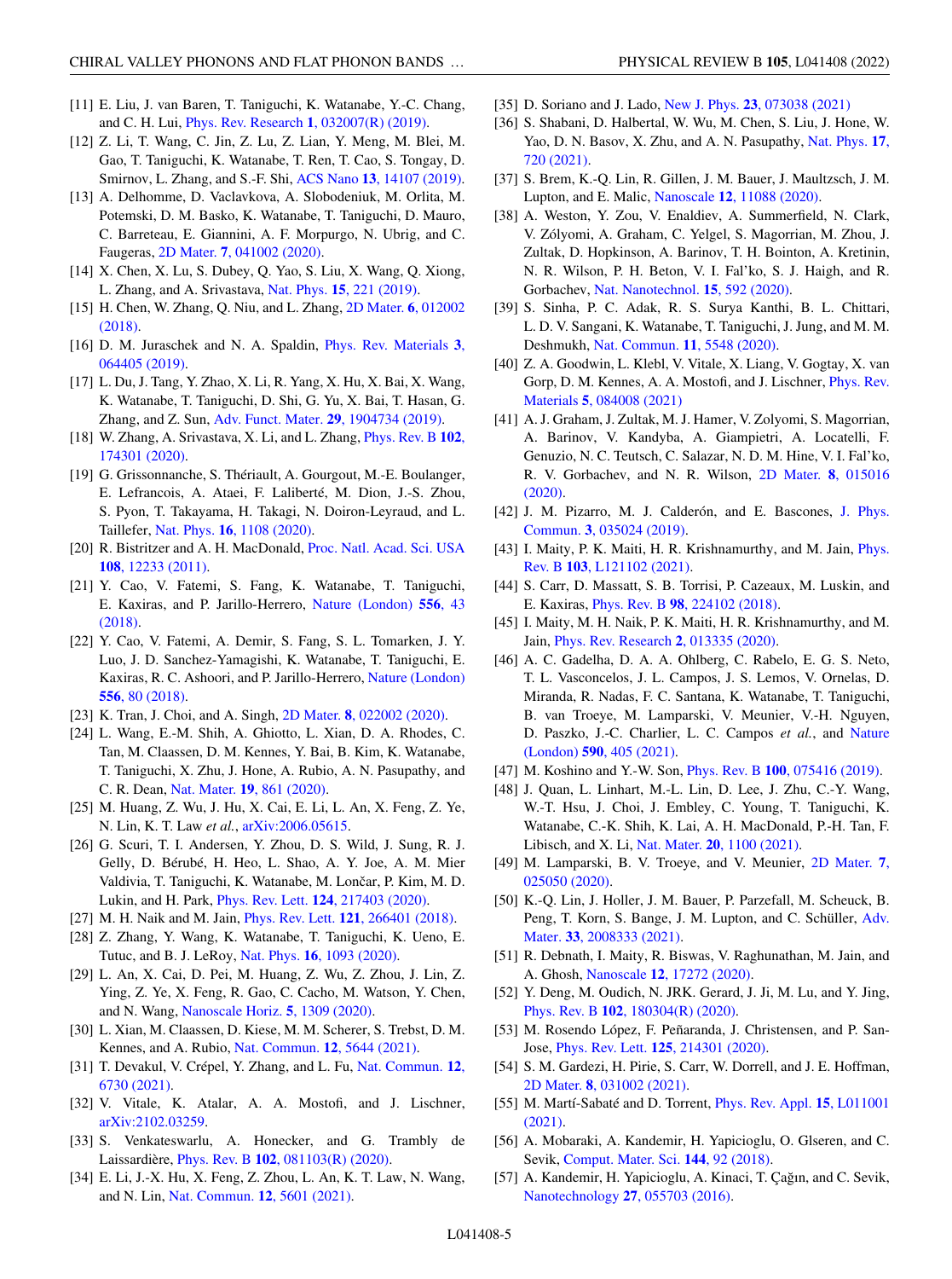[11] E. Liu, J. van Baren, T. Taniguchi, K. Watanabe, Y.-C. Chang, and C. H. Lui, Phys. Rev. Research **1**, 032007(R) (2019).

[12] Z. Li, T. Wang, C. Jin, Z. Lu, Z. Lian, Y. Meng, M. Blei, M. Gao, T. Taniguchi, K. Watanabe, T. Ren, T. Cao, S. Tongay, D. Smirnov, L. Zhang, and S.-F. Shi, ACS Nano **13**, 14107 (2019).

[13] A. Delhomme, D. Vaclavkova, A. Slobodeniuk, M. Orlita, M. Potemski, D. M. Basko, K. Watanabe, T. Taniguchi, D. Mauro, C. Barreteau, E. Giannini, A. F. Morpurgo, N. Ubrig, and C. Faugeras, 2D Mater. **7**, 041002 (2020).

[14] X. Chen, X. Lu, S. Dubey, Q. Yao, S. Liu, X. Wang, Q. Xiong, L. Zhang, and A. Srivastava, Nat. Phys. **15**, 221 (2019).

[15] H. Chen, W. Zhang, Q. Niu, and L. Zhang, 2D Mater. **6**, 012002 (2018).

[16] D. M. Juraschek and N. A. Spaldin, Phys. Rev. Materials **3**, 064405 (2019).

[17] L. Du, J. Tang, Y. Zhao, X. Li, R. Yang, X. Hu, X. Bai, X. Wang, K. Watanabe, T. Taniguchi, D. Shi, G. Yu, X. Bai, T. Hasan, G. Zhang, and Z. Sun, Adv. Funct. Mater. **29**, 1904734 (2019).

[18] W. Zhang, A. Srivastava, X. Li, and L. Zhang, Phys. Rev. B **102**, 174301 (2020).

[19] G. Grissonnanche, S. Thériault, A. Gourgout, M.-E. Boulanger, E. Lefrancois, A. Ataei, F. Laliberté, M. Dion, J.-S. Zhou, S. Pyon, T. Takayama, H. Takagi, N. Doiron-Leyraud, and L. Taillefer, Nat. Phys. **16**, 1108 (2020).

[20] R. Bistritzer and A. H. MacDonald, Proc. Natl. Acad. Sci. USA **108**, 12233 (2011).

[21] Y. Cao, V. Fatemi, S. Fang, K. Watanabe, T. Taniguchi, E. Kaxiras, and P. Jarillo-Herrero, Nature (London) **556**, 43 (2018).

[22] Y. Cao, V. Fatemi, A. Demir, S. Fang, S. L. Tomarken, J. Y. Luo, J. D. Sanchez-Yamagishi, K. Watanabe, T. Taniguchi, E. Kaxiras, R. C. Ashoori, and P. Jarillo-Herrero, Nature (London) **556**, 80 (2018).

[23] K. Tran, J. Choi, and A. Singh, 2D Mater. **8**, 022002 (2020).

[24] L. Wang, E.-M. Shih, A. Ghiotto, L. Xian, D. A. Rhodes, C. Tan, M. Claassen, D. M. Kennes, Y. Bai, B. Kim, K. Watanabe, T. Taniguchi, X. Zhu, J. Hone, A. Rubio, A. N. Pasupathy, and C. R. Dean, Nat. Mater. **19**, 861 (2020).

[25] M. Huang, Z. Wu, J. Hu, X. Cai, E. Li, L. An, X. Feng, Z. Ye, N. Lin, K. T. Law *et al.*, arXiv:2006.05615.

[26] G. Scuri, T. I. Andersen, Y. Zhou, D. S. Wild, J. Sung, R. J. Gelly, D. Bérubé, H. Heo, L. Shao, A. Y. Joe, A. M. Mier Valdivia, T. Taniguchi, K. Watanabe, M. Lončar, P. Kim, M. D. Lukin, and H. Park, Phys. Rev. Lett. **124**, 217403 (2020).

[27] M. H. Naik and M. Jain, Phys. Rev. Lett. **121**, 266401 (2018).

[28] Z. Zhang, Y. Wang, K. Watanabe, T. Taniguchi, K. Ueno, E. Tutuc, and B. J. LeRoy, Nat. Phys. **16**, 1093 (2020).

[29] L. An, X. Cai, D. Pei, M. Huang, Z. Wu, Z. Zhou, J. Lin, Z. Ying, Z. Ye, X. Feng, R. Gao, C. Cacho, M. Watson, Y. Chen, and N. Wang, Nanoscale Horiz. **5**, 1309 (2020).

[30] L. Xian, M. Claassen, D. Kiese, M. M. Scherer, S. Trebst, D. M. Kennes, and A. Rubio, Nat. Commun. **12**, 5644 (2021).

[31] T. Devakul, V. Crépel, Y. Zhang, and L. Fu, Nat. Commun. **12**, 6730 (2021).

[32] V. Vitale, K. Atalar, A. A. Mostofi, and J. Lischner, arXiv:2102.03259.

[33] S. Venkateswarlu, A. Honecker, and G. Trambly de Laissardière, Phys. Rev. B **102**, 081103(R) (2020).

[34] E. Li, J.-X. Hu, X. Feng, Z. Zhou, L. An, K. T. Law, N. Wang, and N. Lin, Nat. Commun. **12**, 5601 (2021).

[35] D. Soriano and J. Lado, New J. Phys. **23**, 073038 (2021)

[36] S. Shabani, D. Halbertal, W. Wu, M. Chen, S. Liu, J. Hone, W. Yao, D. N. Basov, X. Zhu, and A. N. Pasupathy, Nat. Phys. **17**, 720 (2021).

[37] S. Brem, K.-Q. Lin, R. Gillen, J. M. Bauer, J. Maultzsch, J. M. Lupton, and E. Malic, Nanoscale **12**, 11088 (2020).

[38] A. Weston, Y. Zou, V. Enaldiev, A. Summerfield, N. Clark, V. Zólyomi, A. Graham, C. Yelgel, S. Magorrian, M. Zhou, J. Zultak, D. Hopkinson, A. Barinov, T. H. Bointon, A. Kretinin, N. R. Wilson, P. H. Beton, V. I. Fal'ko, S. J. Haigh, and R. Gorbachev, Nat. Nanotechnol. **15**, 592 (2020).

[39] S. Sinha, P. C. Adak, R. S. Surya Kanthi, B. L. Chittari, L. D. V. Sangani, K. Watanabe, T. Taniguchi, J. Jung, and M. M. Deshmukh, Nat. Commun. **11**, 5548 (2020).

[40] Z. A. Goodwin, L. Klebl, V. Vitale, X. Liang, V. Gogtay, X. van Gorp, D. M. Kennes, A. A. Mostofi, and J. Lischner, Phys. Rev. Materials **5**, 084008 (2021)

[41] A. J. Graham, J. Zultak, M. J. Hamer, V. Zolyomi, S. Magorrian, A. Barinov, V. Kandyba, A. Giampietri, A. Locatelli, F. Genuzio, N. C. Teutsch, C. Salazar, N. D. M. Hine, V. I. Fal'ko, R. V. Gorbachev, and N. R. Wilson, 2D Mater. **8**, 015016 (2020).

[42] J. M. Pizarro, M. J. Calderón, and E. Bascones, J. Phys. Commun. **3**, 035024 (2019).

[43] I. Maity, P. K. Maiti, H. R. Krishnamurthy, and M. Jain, Phys. Rev. B **103**, L121102 (2021).

[44] S. Carr, D. Massatt, S. B. Torrisi, P. Cazeaux, M. Luskin, and E. Kaxiras, Phys. Rev. B **98**, 224102 (2018).

[45] I. Maity, M. H. Naik, P. K. Maiti, H. R. Krishnamurthy, and M. Jain, Phys. Rev. Research **2**, 013335 (2020).

[46] A. C. Gadelha, D. A. A. Ohlberg, C. Rabelo, E. G. S. Neto, T. L. Vasconcelos, J. L. Campos, J. S. Lemos, V. Ornelas, D. Miranda, R. Nadas, F. C. Santana, K. Watanabe, T. Taniguchi, B. van Troeye, M. Lamparski, V. Meunier, V.-H. Nguyen, D. Paszko, J.-C. Charlier, L. C. Campos *et al.*, and Nature (London) **590**, 405 (2021).

[47] M. Koshino and Y.-W. Son, Phys. Rev. B **100**, 075416 (2019).

[48] J. Quan, L. Linhart, M.-L. Lin, D. Lee, J. Zhu, C.-Y. Wang, W.-T. Hsu, J. Choi, J. Embley, C. Young, T. Taniguchi, K. Watanabe, C.-K. Shih, K. Lai, A. H. MacDonald, P.-H. Tan, F. Libisch, and X. Li, Nat. Mater. **20**, 1100 (2021).

[49] M. Lamparski, B. V. Troeye, and V. Meunier, 2D Mater. **7**, 025050 (2020).

[50] K.-Q. Lin, J. Holler, J. M. Bauer, P. Parzefall, M. Scheuck, B. Peng, T. Korn, S. Bange, J. M. Lupton, and C. Schüller, Adv. Mater. **33**, 2008333 (2021).

[51] R. Debnath, I. Maity, R. Biswas, V. Raghunathan, M. Jain, and A. Ghosh, Nanoscale **12**, 17272 (2020).

[52] Y. Deng, M. Oudich, N. JRK. Gerard, J. Ji, M. Lu, and Y. Jing, Phys. Rev. B **102**, 180304(R) (2020).

[53] M. Rosendo López, F. Peñaranda, J. Christensen, and P. San-Jose, Phys. Rev. Lett. **125**, 214301 (2020).

[54] S. M. Gardezi, H. Pirie, S. Carr, W. Dorrell, and J. E. Hoffman, 2D Mater. **8**, 031002 (2021).

[55] M. Martí-Sabaté and D. Torrent, Phys. Rev. Appl. **15**, L011001 (2021).

[56] A. Mobaraki, A. Kandemir, H. Yapicioglu, O. Glseren, and C. Sevik, Comput. Mater. Sci. **144**, 92 (2018).

[57] A. Kandemir, H. Yapicioglu, A. Kinaci, T. Çağın, and C. Sevik, Nanotechnology **27**, 055703 (2016).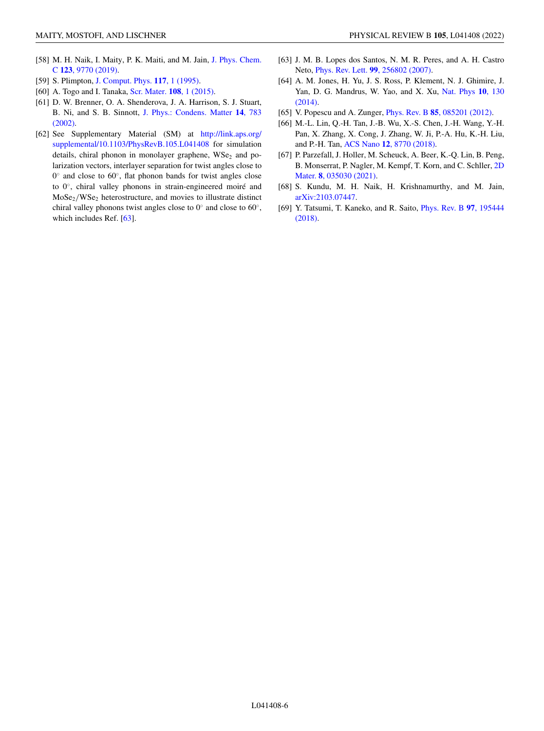[58] M. H. Naik, I. Maity, P. K. Maiti, and M. Jain, J. Phys. Chem. C **123**, 9770 (2019).

[59] S. Plimpton, J. Comput. Phys. **117**, 1 (1995).

[60] A. Togo and I. Tanaka, Scr. Mater. **108**, 1 (2015).

[61] D. W. Brenner, O. A. Shenderova, J. A. Harrison, S. J. Stuart, B. Ni, and S. B. Sinnott, J. Phys.: Condens. Matter **14**, 783 (2002).

[62] See Supplementary Material (SM) at http://link.aps.org/supplemental/10.1103/PhysRevB.105.L041408 for simulation details, chiral phonon in monolayer graphene, $WSe_2$ and polarization vectors, interlayer separation for twist angles close to $0^\circ$ and close to $60^\circ$, flat phonon bands for twist angles close to $0^\circ$, chiral valley phonons in strain-engineered moiré and $MoSe_2/WSe_2$ heterostructure, and movies to illustrate distinct chiral valley phonons twist angles close to $0^\circ$ and close to $60^\circ$, which includes Ref. [63].

[63] J. M. B. Lopes dos Santos, N. M. R. Peres, and A. H. Castro Neto, Phys. Rev. Lett. **99**, 256802 (2007).

[64] A. M. Jones, H. Yu, J. S. Ross, P. Klement, N. J. Ghimire, J. Yan, D. G. Mandrus, W. Yao, and X. Xu, Nat. Phys **10**, 130 (2014).

[65] V. Popescu and A. Zunger, Phys. Rev. B **85**, 085201 (2012).

[66] M.-L. Lin, Q.-H. Tan, J.-B. Wu, X.-S. Chen, J.-H. Wang, Y.-H. Pan, X. Zhang, X. Cong, J. Zhang, W. Ji, P.-A. Hu, K.-H. Liu, and P.-H. Tan, ACS Nano **12**, 8770 (2018).

[67] P. Parzefall, J. Holler, M. Scheuck, A. Beer, K.-Q. Lin, B. Peng, B. Monserrat, P. Nagler, M. Kempf, T. Korn, and C. Schller, 2D Mater. **8**, 035030 (2021).

[68] S. Kundu, M. H. Naik, H. Krishnamurthy, and M. Jain, arXiv:2103.07447.

[69] Y. Tatsumi, T. Kaneko, and R. Saito, Phys. Rev. B **97**, 195444 (2018).